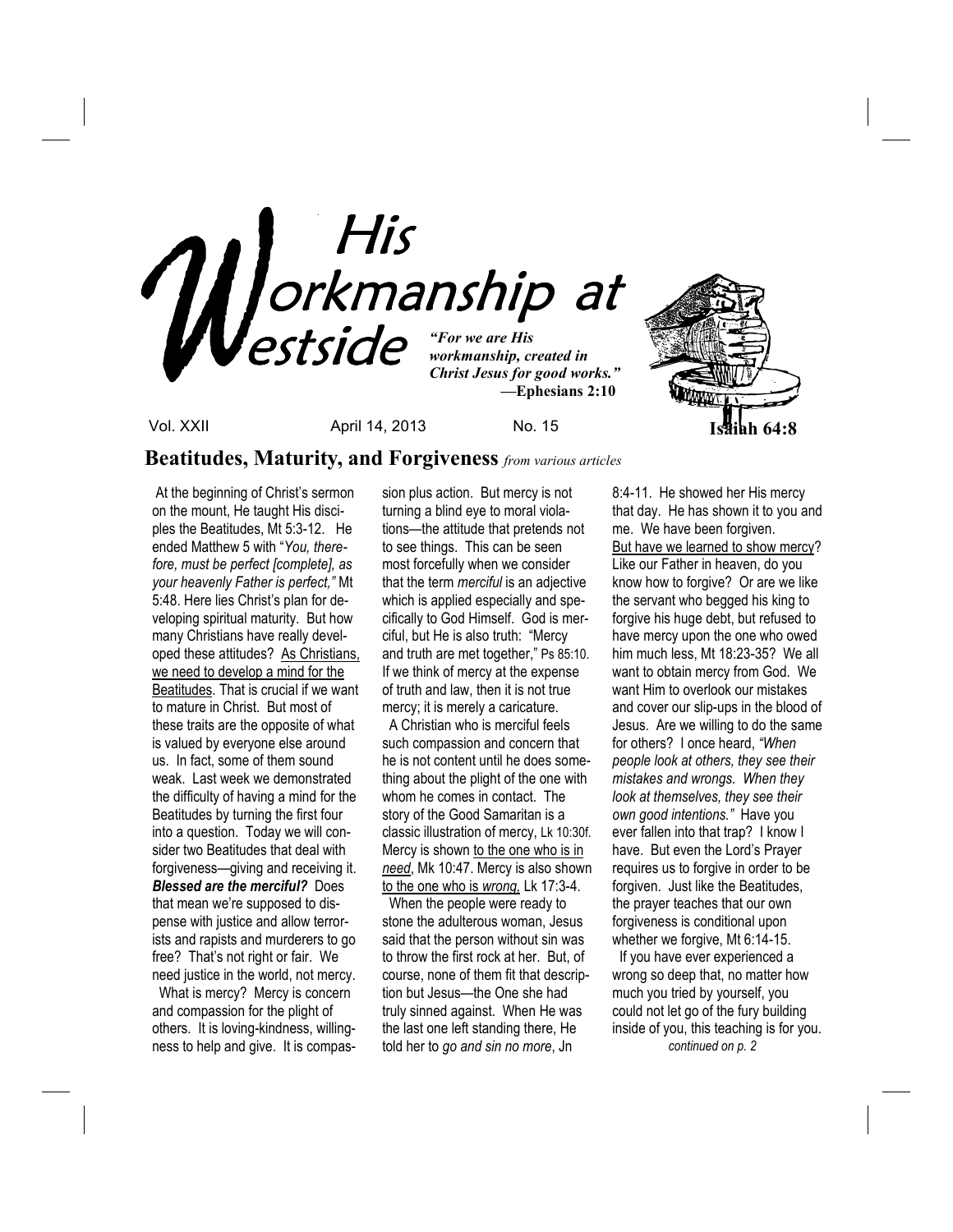# His Workmanship at Westside

*"For we are His workmanship, created in Christ Jesus for good works."*
**—Ephesians 2:10**

**Isaiah 64:8**

Vol. XXII April 14, 2013 No. 15

## Beatitudes, Maturity, and Forgiveness *from various articles*

At the beginning of Christ's sermon on the mount, He taught His disciples the Beatitudes, Mt 5:3-12. He ended Matthew 5 with "*You, therefore, must be perfect [complete], as your heavenly Father is perfect,"* Mt 5:48. Here lies Christ's plan for developing spiritual maturity. But how many Christians have really developed these attitudes? As Christians, we need to develop a mind for the Beatitudes. That is crucial if we want to mature in Christ. But most of these traits are the opposite of what is valued by everyone else around us. In fact, some of them sound weak. Last week we demonstrated the difficulty of having a mind for the Beatitudes by turning the first four into a question. Today we will consider two Beatitudes that deal with forgiveness—giving and receiving it. ***Blessed are the merciful?*** Does that mean we're supposed to dispense with justice and allow terrorists and rapists and murderers to go free? That's not right or fair. We need justice in the world, not mercy.

What is mercy? Mercy is concern and compassion for the plight of others. It is loving-kindness, willingness to help and give. It is compassion plus action. But mercy is not turning a blind eye to moral violations—the attitude that pretends not to see things. This can be seen most forcefully when we consider that the term *merciful* is an adjective which is applied especially and specifically to God Himself. God is merciful, but He is also truth: "Mercy and truth are met together," Ps 85:10. If we think of mercy at the expense of truth and law, then it is not true mercy; it is merely a caricature.

A Christian who is merciful feels such compassion and concern that he is not content until he does something about the plight of the one with whom he comes in contact. The story of the Good Samaritan is a classic illustration of mercy, Lk 10:30f. Mercy is shown to the one who is in *need*, Mk 10:47. Mercy is also shown to the one who is *wrong*, Lk 17:3-4.

When the people were ready to stone the adulterous woman, Jesus said that the person without sin was to throw the first rock at her. But, of course, none of them fit that description but Jesus—the One she had truly sinned against. When He was the last one left standing there, He told her to *go and sin no more*, Jn 8:4-11. He showed her His mercy that day. He has shown it to you and me. We have been forgiven. But have we learned to show mercy? Like our Father in heaven, do you know how to forgive? Or are we like the servant who begged his king to forgive his huge debt, but refused to have mercy upon the one who owed him much less, Mt 18:23-35? We all want to obtain mercy from God. We want Him to overlook our mistakes and cover our slip-ups in the blood of Jesus. Are we willing to do the same for others? I once heard, *"When people look at others, they see their mistakes and wrongs. When they look at themselves, they see their own good intentions."* Have you ever fallen into that trap? I know I have. But even the Lord's Prayer requires us to forgive in order to be forgiven. Just like the Beatitudes, the prayer teaches that our own forgiveness is conditional upon whether we forgive, Mt 6:14-15.

If you have ever experienced a wrong so deep that, no matter how much you tried by yourself, you could not let go of the fury building inside of you, this teaching is for you.

*continued on p. 2*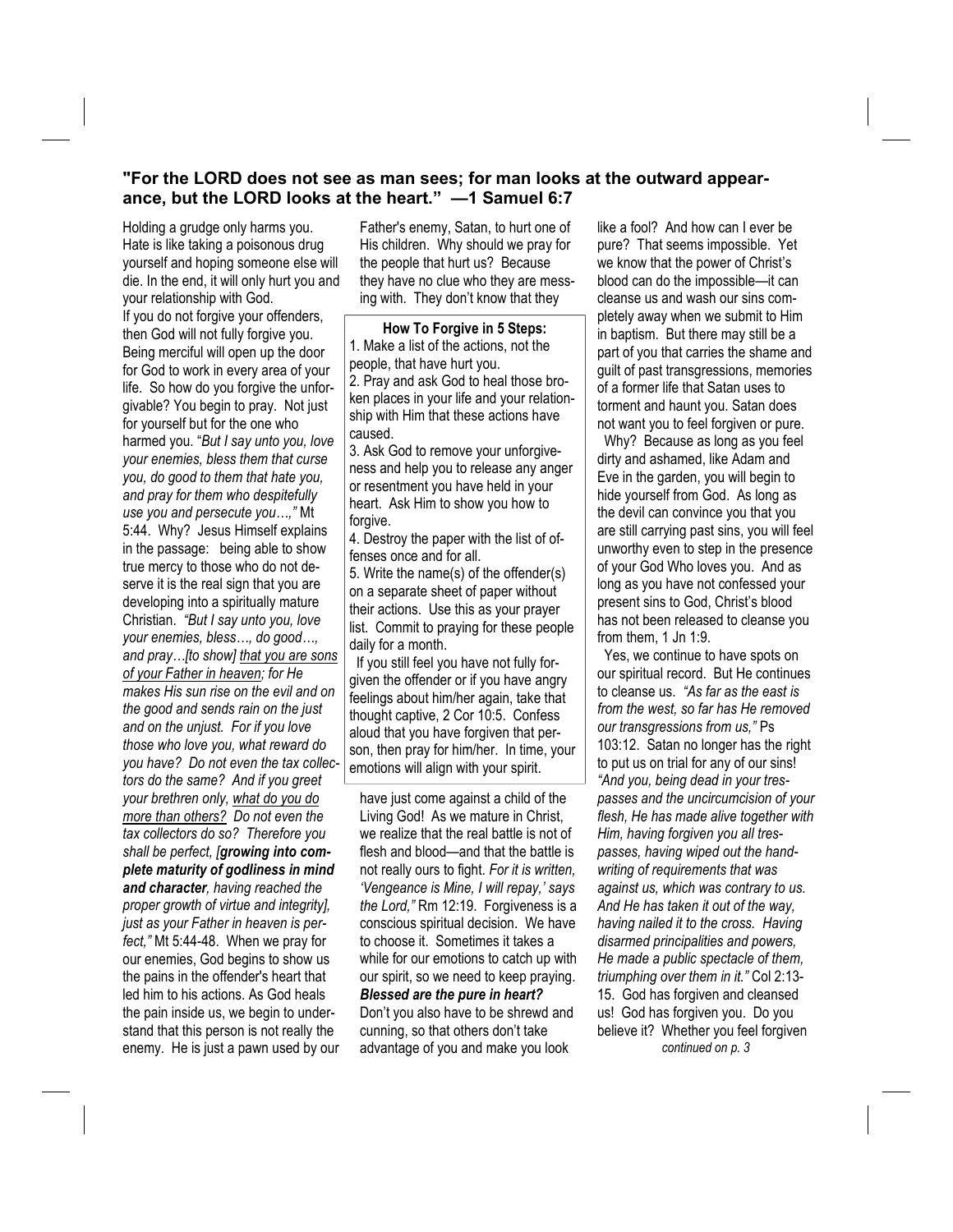**"For the LORD does not see as man sees; for man looks at the outward appearance, but the LORD looks at the heart." —1 Samuel 6:7**

Holding a grudge only harms you. Hate is like taking a poisonous drug yourself and hoping someone else will die. In the end, it will only hurt you and your relationship with God.

If you do not forgive your offenders, then God will not fully forgive you. Being merciful will open up the door for God to work in every area of your life. So how do you forgive the unforgivable? You begin to pray. Not just for yourself but for the one who harmed you. "*But I say unto you, love your enemies, bless them that curse you, do good to them that hate you, and pray for them who despitefully use you and persecute you…,"* Mt 5:44. Why? Jesus Himself explains in the passage: being able to show true mercy to those who do not deserve it is the real sign that you are developing into a spiritually mature Christian. *"But I say unto you, love your enemies, bless…, do good…, and pray…[to show] <u>that you are sons of your Father in heaven</u>; for He makes His sun rise on the evil and on the good and sends rain on the just and on the unjust. For if you love those who love you, what reward do you have? Do not even the tax collectors do the same? And if you greet your brethren only, <u>what do you do more than others?</u> Do not even the tax collectors do so? Therefore you shall be perfect, [**growing into complete maturity of godliness in mind and character**, having reached the proper growth of virtue and integrity], just as your Father in heaven is perfect,"* Mt 5:44-48. When we pray for our enemies, God begins to show us the pains in the offender's heart that led him to his actions. As God heals the pain inside us, we begin to understand that this person is not really the enemy. He is just a pawn used by our Father's enemy, Satan, to hurt one of His children. Why should we pray for the people that hurt us? Because they have no clue who they are messing with. They don't know that they have just come against a child of the Living God! As we mature in Christ, we realize that the real battle is not of flesh and blood—and that the battle is not really ours to fight. *For it is written, 'Vengeance is Mine, I will repay,' says the Lord,"* Rm 12:19. Forgiveness is a conscious spiritual decision. We have to choose it. Sometimes it takes a while for our emotions to catch up with our spirit, so we need to keep praying.

**How To Forgive in 5 Steps:**

1. Make a list of the actions, not the people, that have hurt you.
2. Pray and ask God to heal those broken places in your life and your relationship with Him that these actions have caused.
3. Ask God to remove your unforgiveness and help you to release any anger or resentment you have held in your heart. Ask Him to show you how to forgive.
4. Destroy the paper with the list of offenses once and for all.
5. Write the name(s) of the offender(s) on a separate sheet of paper without their actions. Use this as your prayer list. Commit to praying for these people daily for a month.

If you still feel you have not fully forgiven the offender or if you have angry feelings about him/her again, take that thought captive, 2 Cor 10:5. Confess aloud that you have forgiven that person, then pray for him/her. In time, your emotions will align with your spirit.

***Blessed are the pure in heart?***

Don't you also have to be shrewd and cunning, so that others don't take advantage of you and make you look like a fool? And how can I ever be pure? That seems impossible. Yet we know that the power of Christ's blood can do the impossible—it can cleanse us and wash our sins completely away when we submit to Him in baptism. But there may still be a part of you that carries the shame and guilt of past transgressions, memories of a former life that Satan uses to torment and haunt you. Satan does not want you to feel forgiven or pure.

Why? Because as long as you feel dirty and ashamed, like Adam and Eve in the garden, you will begin to hide yourself from God. As long as the devil can convince you that you are still carrying past sins, you will feel unworthy even to step in the presence of your God Who loves you. And as long as you have not confessed your present sins to God, Christ's blood has not been released to cleanse you from them, 1 Jn 1:9.

Yes, we continue to have spots on our spiritual record. But He continues to cleanse us. *"As far as the east is from the west, so far has He removed our transgressions from us,"* Ps 103:12. Satan no longer has the right to put us on trial for any of our sins! *"And you, being dead in your trespasses and the uncircumcision of your flesh, He has made alive together with Him, having forgiven you all trespasses, having wiped out the handwriting of requirements that was against us, which was contrary to us. And He has taken it out of the way, having nailed it to the cross. Having disarmed principalities and powers, He made a public spectacle of them, triumphing over them in it."* Col 2:13-15. God has forgiven and cleansed us! God has forgiven you. Do you believe it? Whether you feel forgiven

*continued on p. 3*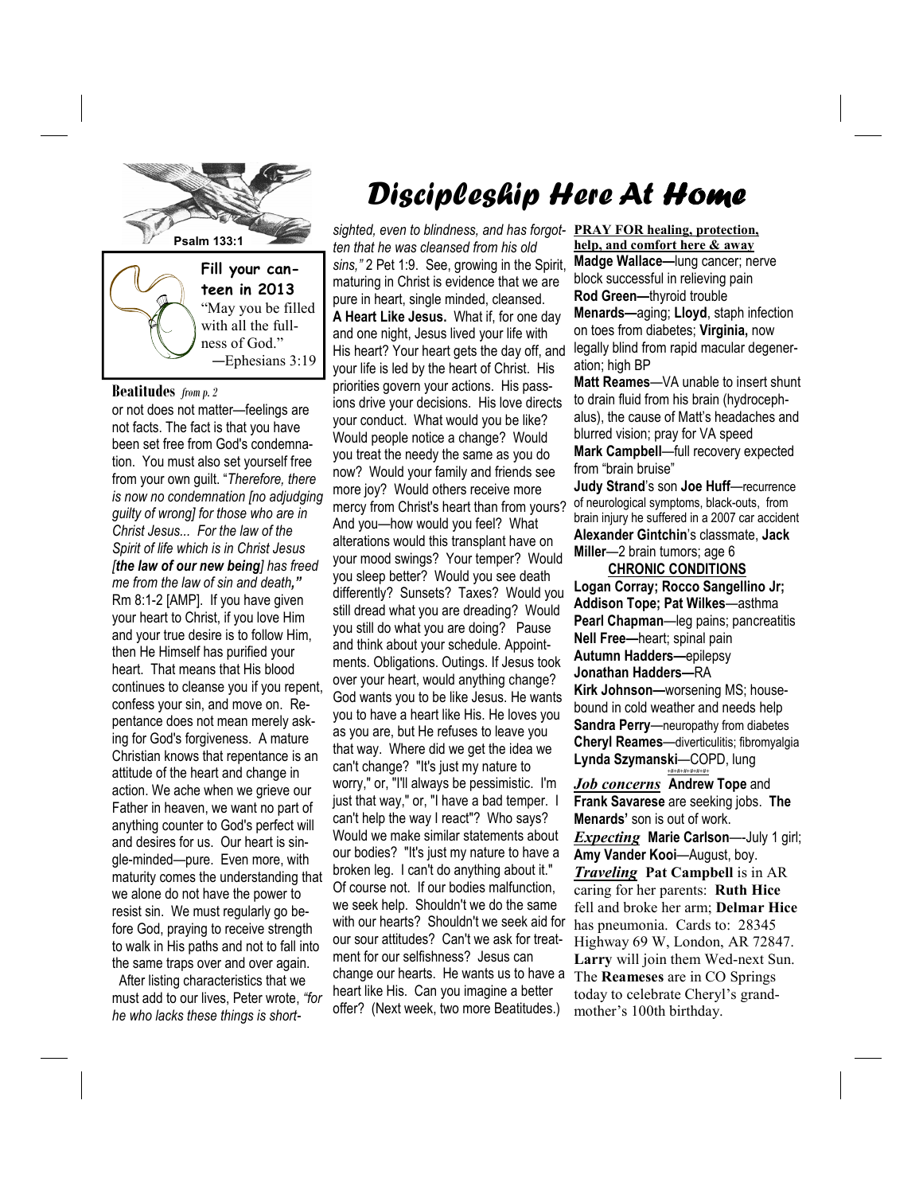# Discipleship Here At Home

Psalm 133:1

**Fill your canteen in 2013**

"May you be filled with all the fullness of God."
—Ephesians 3:19

**Beatitudes** *from p. 2*

or not does not matter—feelings are not facts. The fact is that you have been set free from God's condemnation. You must also set yourself free from your own guilt. "*Therefore, there is now no condemnation [no adjudging guilty of wrong] for those who are in Christ Jesus... For the law of the Spirit of life which is in Christ Jesus [**the law of our new being**] has freed me from the law of sin and death,"* Rm 8:1-2 [AMP]. If you have given your heart to Christ, if you love Him and your true desire is to follow Him, then He Himself has purified your heart. That means that His blood continues to cleanse you if you repent, confess your sin, and move on. Repentance does not mean merely asking for God's forgiveness. A mature Christian knows that repentance is an attitude of the heart and change in action. We ache when we grieve our Father in heaven, we want no part of anything counter to God's perfect will and desires for us. Our heart is single-minded—pure. Even more, with maturity comes the understanding that we alone do not have the power to resist sin. We must regularly go before God, praying to receive strength to walk in His paths and not to fall into the same traps over and over again.

After listing characteristics that we must add to our lives, Peter wrote, *"for he who lacks these things is shortsighted, even to blindness, and has forgotten that he was cleansed from his old sins,"* 2 Pet 1:9. See, growing in the Spirit, maturing in Christ is evidence that we are pure in heart, single minded, cleansed.

**A Heart Like Jesus.** What if, for one day and one night, Jesus lived your life with His heart? Your heart gets the day off, and your life is led by the heart of Christ. His priorities govern your actions. His passions drive your decisions. His love directs your conduct. What would you be like? Would people notice a change? Would you treat the needy the same as you do now? Would your family and friends see more joy? Would others receive more mercy from Christ's heart than from yours? And you—how would you feel? What alterations would this transplant have on your mood swings? Your temper? Would you sleep better? Would you see death differently? Sunsets? Taxes? Would you still dread what you are dreading? Would you still do what you are doing? Pause and think about your schedule. Appointments. Obligations. Outings. If Jesus took over your heart, would anything change? God wants you to be like Jesus. He wants you to have a heart like His. He loves you as you are, but He refuses to leave you that way. Where did we get the idea we can't change? "It's just my nature to worry," or, "I'll always be pessimistic. I'm just that way," or, "I have a bad temper. I can't help the way I react"? Who says? Would we make similar statements about our bodies? "It's just my nature to have a broken leg. I can't do anything about it." Of course not. If our bodies malfunction, we seek help. Shouldn't we do the same with our hearts? Shouldn't we seek aid for our sour attitudes? Can't we ask for treatment for our selfishness? Jesus can change our hearts. He wants us to have a heart like His. Can you imagine a better offer? (Next week, two more Beatitudes.)

**PRAY FOR healing, protection, help, and comfort here & away**

**Madge Wallace—**lung cancer; nerve block successful in relieving pain
**Rod Green—**thyroid trouble
**Menards—**aging; **Lloyd**, staph infection on toes from diabetes; **Virginia,** now legally blind from rapid macular degeneration; high BP
**Matt Reames**—VA unable to insert shunt to drain fluid from his brain (hydrocephalus), the cause of Matt's headaches and blurred vision; pray for VA speed
**Mark Campbell**—full recovery expected from "brain bruise"
**Judy Strand**'s son **Joe Huff**—recurrence of neurological symptoms, black-outs, from brain injury he suffered in a 2007 car accident
**Alexander Gintchin**'s classmate, **Jack Miller**—2 brain tumors; age 6

**CHRONIC CONDITIONS**

**Logan Corray; Rocco Sangellino Jr; Addison Tope; Pat Wilkes**—asthma
**Pearl Chapman**—leg pains; pancreatitis
**Nell Free—**heart; spinal pain
**Autumn Hadders—**epilepsy
**Jonathan Hadders—**RA
**Kirk Johnson—**worsening MS; housebound in cold weather and needs help
**Sandra Perry**—neuropathy from diabetes
**Cheryl Reames**—diverticulitis; fibromyalgia
**Lynda Szymanski**—COPD, lung

***Job concerns*** **Andrew Tope** and **Frank Savarese** are seeking jobs. **The Menards'** son is out of work.

***Expecting*** **Marie Carlson**—July 1 girl; **Amy Vander Kooi**—August, boy.

***Traveling*** **Pat Campbell** is in AR caring for her parents: **Ruth Hice** fell and broke her arm; **Delmar Hice** has pneumonia. Cards to: 28345 Highway 69 W, London, AR 72847. **Larry** will join them Wed-next Sun. The **Reameses** are in CO Springs today to celebrate Cheryl's grandmother's 100th birthday.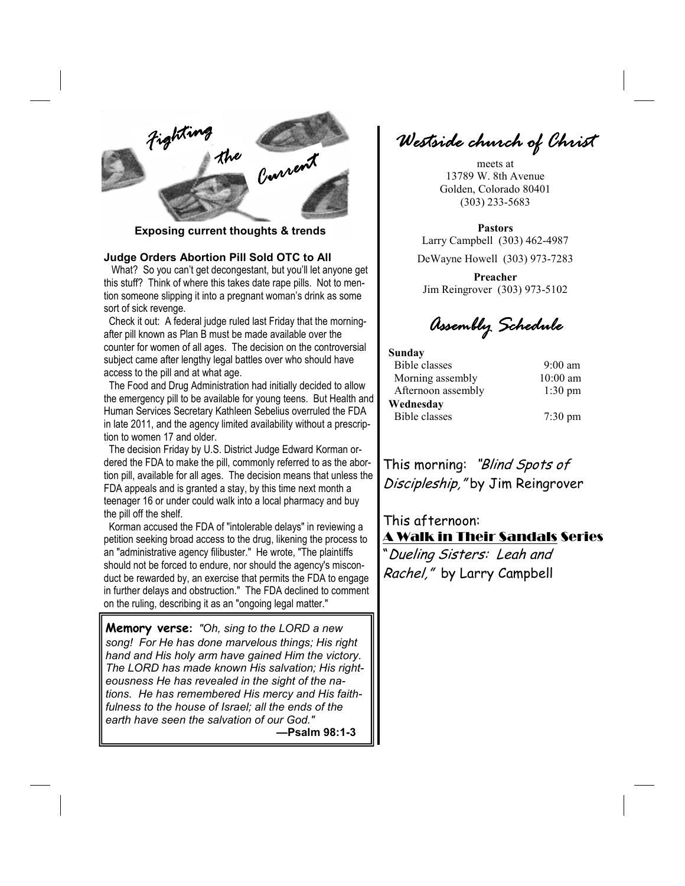# Fighting the Current

**Exposing current thoughts & trends**

### Judge Orders Abortion Pill Sold OTC to All

What? So you can't get decongestant, but you'll let anyone get this stuff? Think of where this takes date rape pills. Not to mention someone slipping it into a pregnant woman's drink as some sort of sick revenge.

Check it out: A federal judge ruled last Friday that the morning-after pill known as Plan B must be made available over the counter for women of all ages. The decision on the controversial subject came after lengthy legal battles over who should have access to the pill and at what age.

The Food and Drug Administration had initially decided to allow the emergency pill to be available for young teens. But Health and Human Services Secretary Kathleen Sebelius overruled the FDA in late 2011, and the agency limited availability without a prescription to women 17 and older.

The decision Friday by U.S. District Judge Edward Korman ordered the FDA to make the pill, commonly referred to as the abortion pill, available for all ages. The decision means that unless the FDA appeals and is granted a stay, by this time next month a teenager 16 or under could walk into a local pharmacy and buy the pill off the shelf.

Korman accused the FDA of "intolerable delays" in reviewing a petition seeking broad access to the drug, likening the process to an "administrative agency filibuster." He wrote, "The plaintiffs should not be forced to endure, nor should the agency's misconduct be rewarded by, an exercise that permits the FDA to engage in further delays and obstruction." The FDA declined to comment on the ruling, describing it as an "ongoing legal matter."

**Memory verse:** *"Oh, sing to the LORD a new song! For He has done marvelous things; His right hand and His holy arm have gained Him the victory. The LORD has made known His salvation; His righteousness He has revealed in the sight of the nations. He has remembered His mercy and His faithfulness to the house of Israel; all the ends of the earth have seen the salvation of our God."*
**—Psalm 98:1-3**

# Westside church of Christ

meets at
13789 W. 8th Avenue
Golden, Colorado 80401
(303) 233-5683

**Pastors**
Larry Campbell (303) 462-4987
DeWayne Howell (303) 973-7283

**Preacher**
Jim Reingrover (303) 973-5102

## Assembly Schedule

| | |
|---|---|
| **Sunday** | |
| Bible classes | 9:00 am |
| Morning assembly | 10:00 am |
| Afternoon assembly | 1:30 pm |
| **Wednesday** | |
| Bible classes | 7:30 pm |

This morning: *"Blind Spots of Discipleship,"* by Jim Reingrover

This afternoon:
**A Walk in Their Sandals Series**
"*Dueling Sisters: Leah and Rachel,"* by Larry Campbell